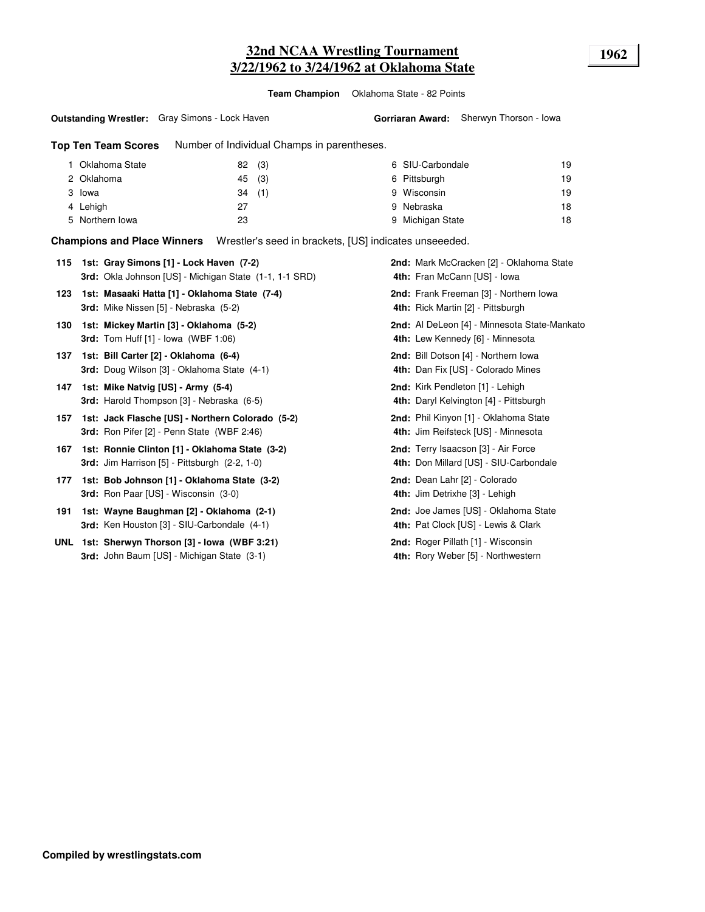# 32nd NCAA Wrestling Tournament
## 3/22/1962 to 3/24/1962 at Oklahoma State

**1962**

**Team Champion** Oklahoma State - 82 Points

**Outstanding Wrestler:** Gray Simons - Lock Haven

**Gorriaran Award:** Sherwyn Thorson - Iowa

**Top Ten Team Scores** Number of Individual Champs in parentheses.

| Rank | Team | Points | Champs |
|---|---|---|---|
| 1 | Oklahoma State | 82 | (3) |
| 2 | Oklahoma | 45 | (3) |
| 3 | Iowa | 34 | (1) |
| 4 | Lehigh | 27 | |
| 5 | Northern Iowa | 23 | |
| 6 | SIU-Carbondale | 19 | |
| 6 | Pittsburgh | 19 | |
| 9 | Wisconsin | 19 | |
| 9 | Nebraska | 18 | |
| 9 | Michigan State | 18 | |

**Champions and Place Winners** Wrestler's seed in brackets, [US] indicates unseeeded.

**115**
- **1st: Gray Simons [1] - Lock Haven (7-2)**
- **2nd:** Mark McCracken [2] - Oklahoma State
- **3rd:** Okla Johnson [US] - Michigan State (1-1, 1-1 SRD)
- **4th:** Fran McCann [US] - Iowa

**123**
- **1st: Masaaki Hatta [1] - Oklahoma State (7-4)**
- **2nd:** Frank Freeman [3] - Northern Iowa
- **3rd:** Mike Nissen [5] - Nebraska (5-2)
- **4th:** Rick Martin [2] - Pittsburgh

**130**
- **1st: Mickey Martin [3] - Oklahoma (5-2)**
- **2nd:** Al DeLeon [4] - Minnesota State-Mankato
- **3rd:** Tom Huff [1] - Iowa (WBF 1:06)
- **4th:** Lew Kennedy [6] - Minnesota

**137**
- **1st: Bill Carter [2] - Oklahoma (6-4)**
- **2nd:** Bill Dotson [4] - Northern Iowa
- **3rd:** Doug Wilson [3] - Oklahoma State (4-1)
- **4th:** Dan Fix [US] - Colorado Mines

**147**
- **1st: Mike Natvig [US] - Army (5-4)**
- **2nd:** Kirk Pendleton [1] - Lehigh
- **3rd:** Harold Thompson [3] - Nebraska (6-5)
- **4th:** Daryl Kelvington [4] - Pittsburgh

**157**
- **1st: Jack Flasche [US] - Northern Colorado (5-2)**
- **2nd:** Phil Kinyon [1] - Oklahoma State
- **3rd:** Ron Pifer [2] - Penn State (WBF 2:46)
- **4th:** Jim Reifsteck [US] - Minnesota

**167**
- **1st: Ronnie Clinton [1] - Oklahoma State (3-2)**
- **2nd:** Terry Isaacson [3] - Air Force
- **3rd:** Jim Harrison [5] - Pittsburgh (2-2, 1-0)
- **4th:** Don Millard [US] - SIU-Carbondale

**177**
- **1st: Bob Johnson [1] - Oklahoma State (3-2)**
- **2nd:** Dean Lahr [2] - Colorado
- **3rd:** Ron Paar [US] - Wisconsin (3-0)
- **4th:** Jim Detrixhe [3] - Lehigh

**191**
- **1st: Wayne Baughman [2] - Oklahoma (2-1)**
- **2nd:** Joe James [US] - Oklahoma State
- **3rd:** Ken Houston [3] - SIU-Carbondale (4-1)
- **4th:** Pat Clock [US] - Lewis & Clark

**UNL**
- **1st: Sherwyn Thorson [3] - Iowa (WBF 3:21)**
- **2nd:** Roger Pillath [1] - Wisconsin
- **3rd:** John Baum [US] - Michigan State (3-1)
- **4th:** Rory Weber [5] - Northwestern

**Compiled by wrestlingstats.com**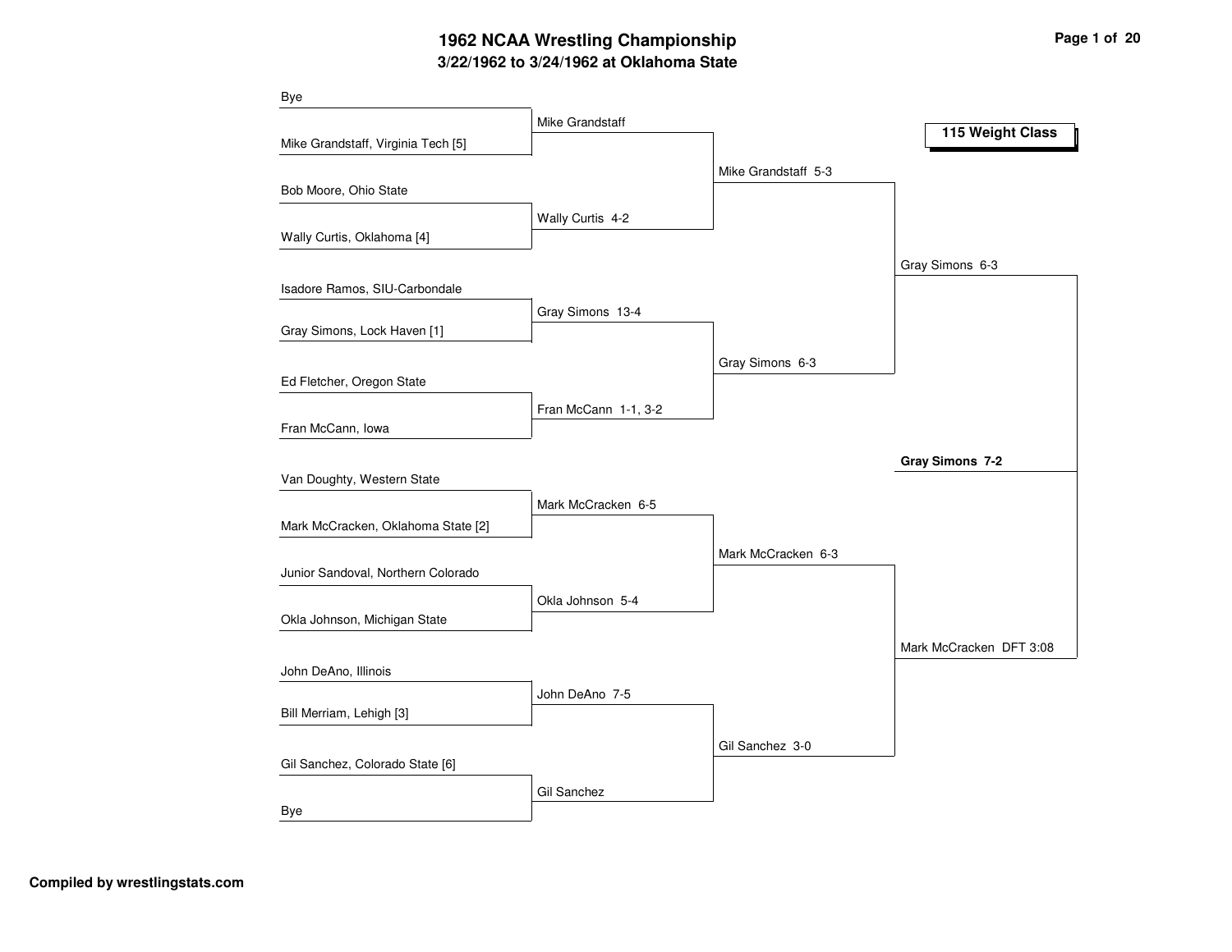# 1962 NCAA Wrestling Championship

## 3/22/1962 to 3/24/1962 at Oklahoma State

### 115 Weight Class

**First Round**

- Bye
- Mike Grandstaff, Virginia Tech [5]
- Bob Moore, Ohio State
- Wally Curtis, Oklahoma [4]
- Isadore Ramos, SIU-Carbondale
- Gray Simons, Lock Haven [1]
- Ed Fletcher, Oregon State
- Fran McCann, Iowa
- Van Doughty, Western State
- Mark McCracken, Oklahoma State [2]
- Junior Sandoval, Northern Colorado
- Okla Johnson, Michigan State
- John DeAno, Illinois
- Bill Merriam, Lehigh [3]
- Gil Sanchez, Colorado State [6]
- Bye

**Second Round**

- Mike Grandstaff
- Wally Curtis 4-2
- Gray Simons 13-4
- Fran McCann 1-1, 3-2
- Mark McCracken 6-5
- Okla Johnson 5-4
- John DeAno 7-5
- Gil Sanchez

**Quarterfinals**

- Mike Grandstaff 5-3
- Gray Simons 6-3
- Mark McCracken 6-3
- Gil Sanchez 3-0

**Semifinals**

- Gray Simons 6-3
- Mark McCracken DFT 3:08

**Champion**

- **Gray Simons 7-2**

Compiled by wrestlingstats.com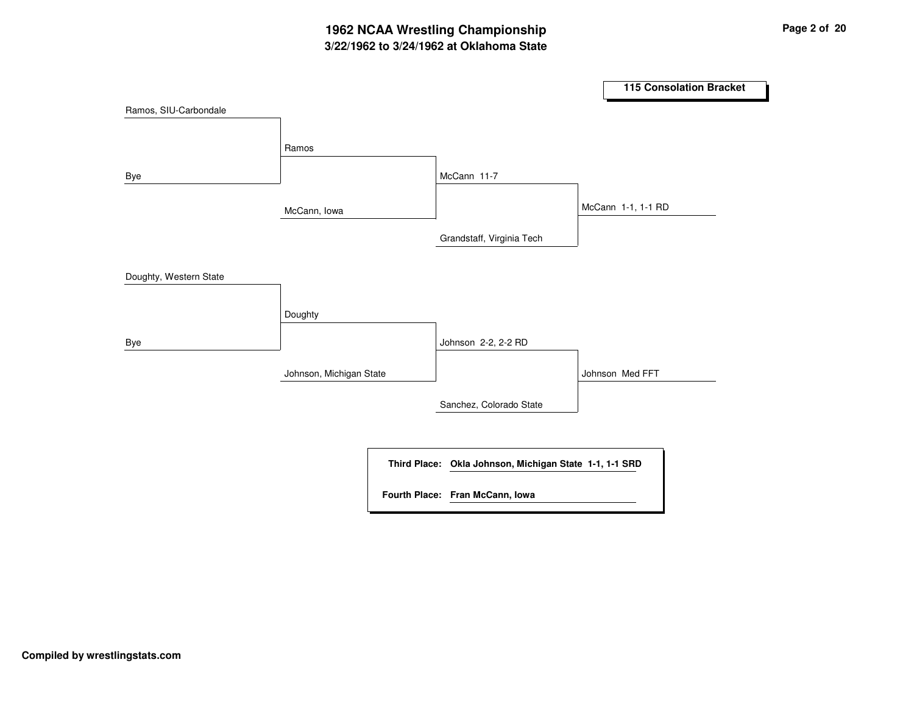# 1962 NCAA Wrestling Championship

## 3/22/1962 to 3/24/1962 at Oklahoma State

### 115 Consolation Bracket

| Round 1 | Round 2 | Round 3 | Final |
| --- | --- | --- | --- |
| Ramos, SIU-Carbondale | | | |
| Bye | Ramos | | |
| | McCann, Iowa | McCann 11-7 | |
| | | Grandstaff, Virginia Tech | McCann 1-1, 1-1 RD |
| Doughty, Western State | | | |
| Bye | Doughty | | |
| | Johnson, Michigan State | Johnson 2-2, 2-2 RD | |
| | | Sanchez, Colorado State | Johnson Med FFT |

**Third Place:** **Okla Johnson, Michigan State 1-1, 1-1 SRD**

**Fourth Place:** **Fran McCann, Iowa**

**Compiled by wrestlingstats.com**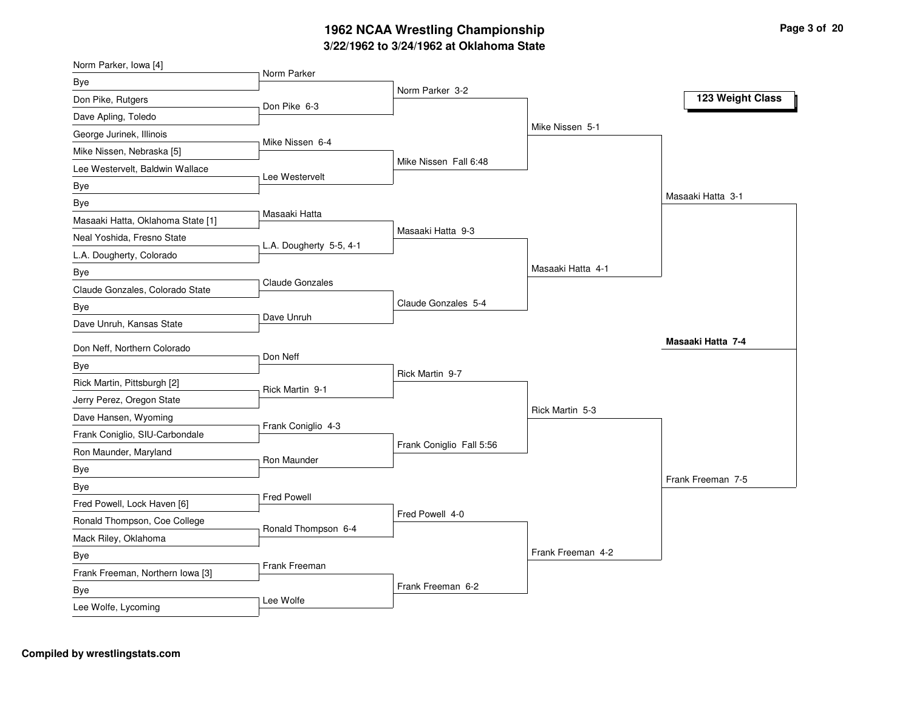# 1962 NCAA Wrestling Championship

## 3/22/1962 to 3/24/1962 at Oklahoma State

### 123 Weight Class

**First Round**

- Norm Parker, Iowa [4] vs Bye — Norm Parker
- Don Pike, Rutgers vs Dave Apling, Toledo — Don Pike 6-3
- George Jurinek, Illinois vs Mike Nissen, Nebraska [5] — Mike Nissen 6-4
- Lee Westervelt, Baldwin Wallace vs Bye — Lee Westervelt
- Bye vs Masaaki Hatta, Oklahoma State [1] — Masaaki Hatta
- Neal Yoshida, Fresno State vs L.A. Dougherty, Colorado — L.A. Dougherty 5-5, 4-1
- Bye vs Claude Gonzales, Colorado State — Claude Gonzales
- Bye vs Dave Unruh, Kansas State — Dave Unruh
- Don Neff, Northern Colorado vs Bye — Don Neff
- Rick Martin, Pittsburgh [2] vs Jerry Perez, Oregon State — Rick Martin 9-1
- Dave Hansen, Wyoming vs Frank Coniglio, SIU-Carbondale — Frank Coniglio 4-3
- Ron Maunder, Maryland vs Bye — Ron Maunder
- Bye vs Fred Powell, Lock Haven [6] — Fred Powell
- Ronald Thompson, Coe College vs Mack Riley, Oklahoma — Ronald Thompson 6-4
- Bye vs Frank Freeman, Northern Iowa [3] — Frank Freeman
- Bye vs Lee Wolfe, Lycoming — Lee Wolfe

**Second Round**

- Norm Parker 3-2
- Mike Nissen Fall 6:48
- Masaaki Hatta 9-3
- Claude Gonzales 5-4
- Rick Martin 9-7
- Frank Coniglio Fall 5:56
- Fred Powell 4-0
- Frank Freeman 6-2

**Quarterfinals**

- Mike Nissen 5-1
- Masaaki Hatta 4-1
- Rick Martin 5-3
- Frank Freeman 4-2

**Semifinals**

- Masaaki Hatta 3-1
- Frank Freeman 7-5

**Final**

- **Masaaki Hatta 7-4**

**Compiled by wrestlingstats.com**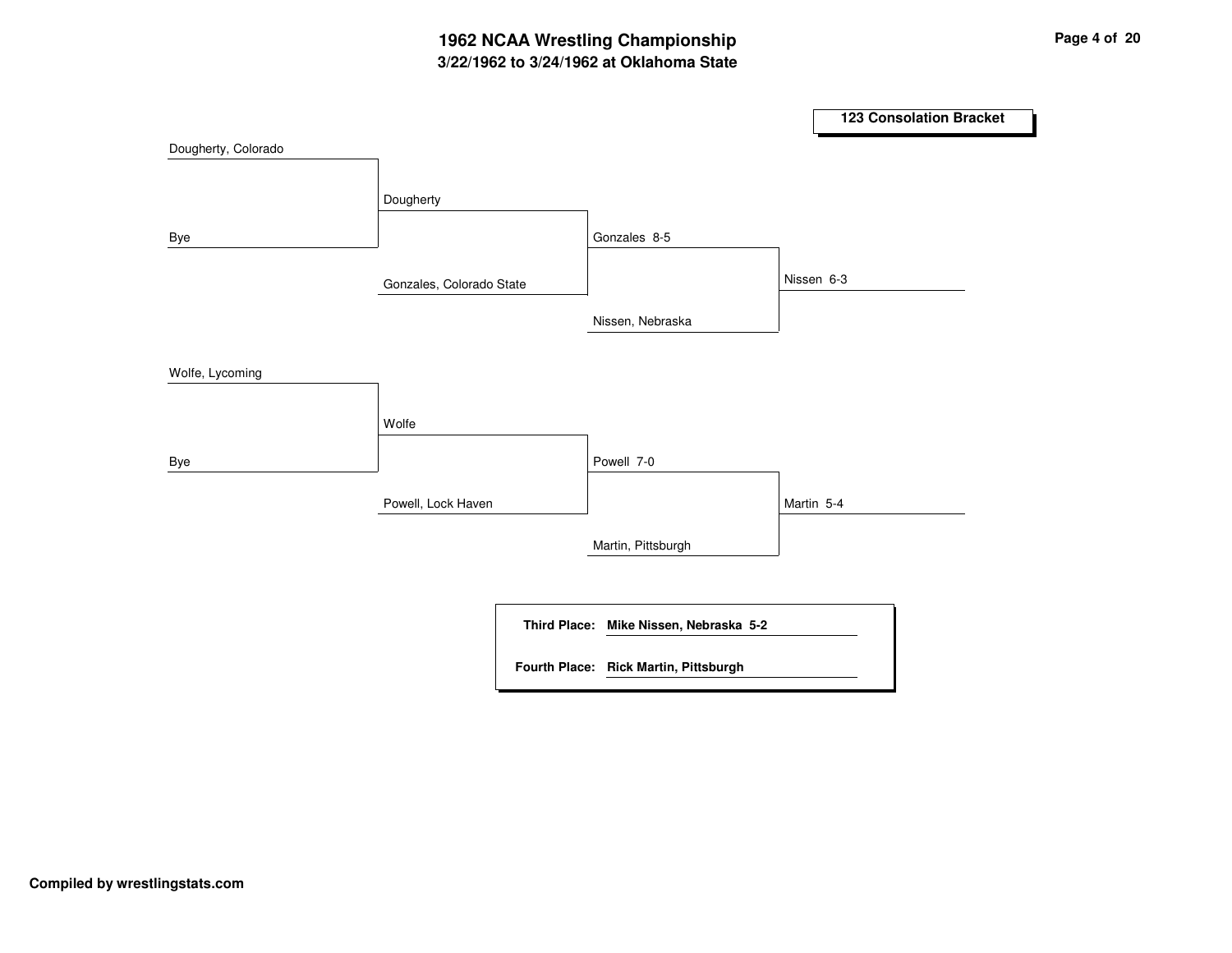# 1962 NCAA Wrestling Championship

## 3/22/1962 to 3/24/1962 at Oklahoma State

### 123 Consolation Bracket

**Round 1**

- Dougherty, Colorado vs. Bye → Dougherty
- Wolfe, Lycoming vs. Bye → Wolfe

**Round 2**

- Dougherty vs. Gonzales, Colorado State → Gonzales 8-5
- Wolfe vs. Powell, Lock Haven → Powell 7-0

**Round 3**

- Gonzales vs. Nissen, Nebraska → Nissen 6-3
- Powell vs. Martin, Pittsburgh → Martin 5-4

**Third Place:** Mike Nissen, Nebraska 5-2

**Fourth Place:** Rick Martin, Pittsburgh

Compiled by wrestlingstats.com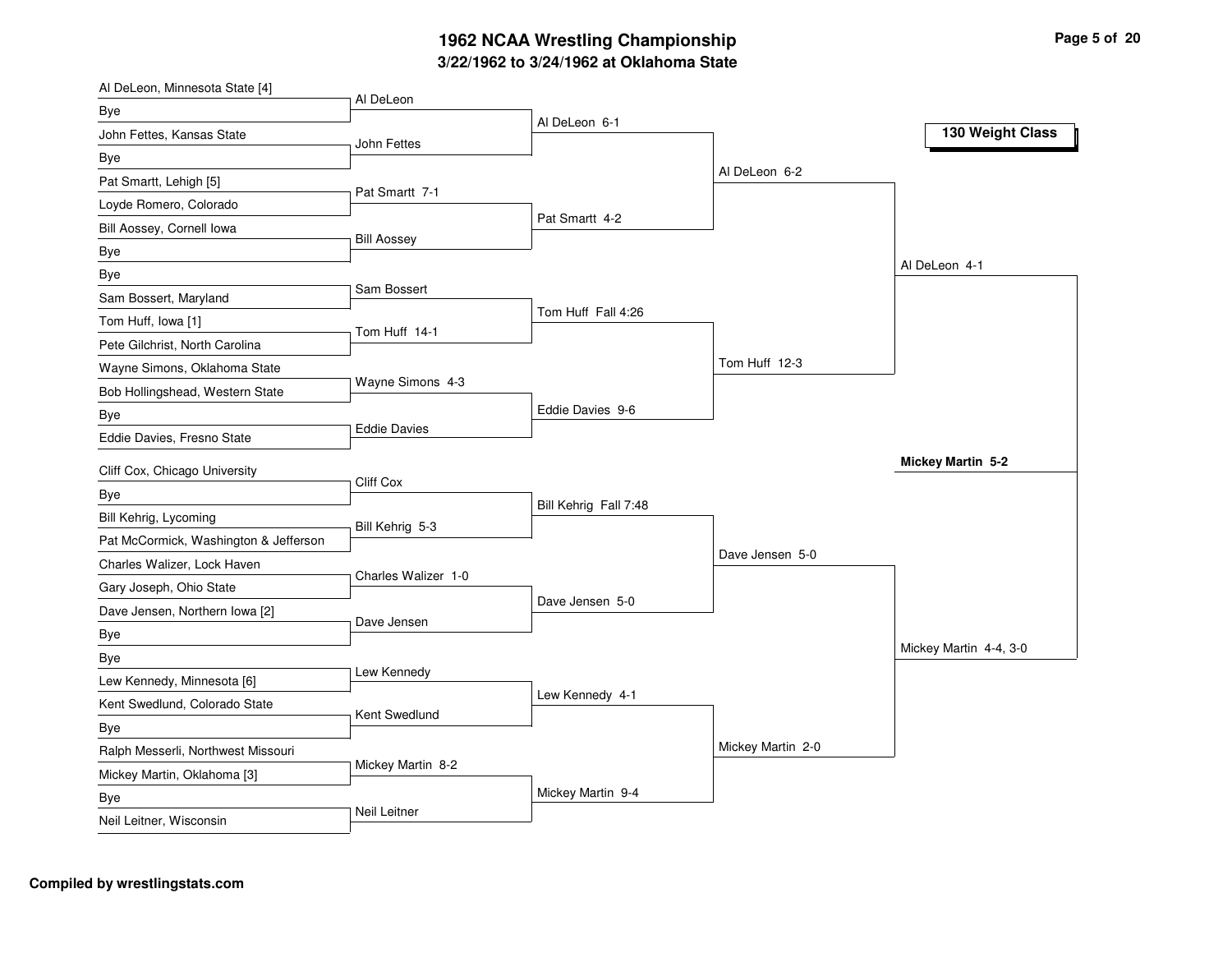# 1962 NCAA Wrestling Championship

## 3/22/1962 to 3/24/1962 at Oklahoma State

### 130 Weight Class

**First Round**

- Al DeLeon, Minnesota State [4] vs Bye — Al DeLeon
- John Fettes, Kansas State vs Bye — John Fettes
- Pat Smartt, Lehigh [5] vs Loyde Romero, Colorado — Pat Smartt 7-1
- Bill Aossey, Cornell Iowa vs Bye — Bill Aossey
- Bye vs Sam Bossert, Maryland — Sam Bossert
- Tom Huff, Iowa [1] vs Pete Gilchrist, North Carolina — Tom Huff 14-1
- Wayne Simons, Oklahoma State vs Bob Hollingshead, Western State — Wayne Simons 4-3
- Bye vs Eddie Davies, Fresno State — Eddie Davies
- Cliff Cox, Chicago University vs Bye — Cliff Cox
- Bill Kehrig, Lycoming vs Pat McCormick, Washington & Jefferson — Bill Kehrig 5-3
- Charles Walizer, Lock Haven vs Gary Joseph, Ohio State — Charles Walizer 1-0
- Dave Jensen, Northern Iowa [2] vs Bye — Dave Jensen
- Bye vs Lew Kennedy, Minnesota [6] — Lew Kennedy
- Kent Swedlund, Colorado State vs Bye — Kent Swedlund
- Ralph Messerli, Northwest Missouri vs Mickey Martin, Oklahoma [3] — Mickey Martin 8-2
- Bye vs Neil Leitner, Wisconsin — Neil Leitner

**Second Round**

- Al DeLeon 6-1
- Pat Smartt 4-2
- Tom Huff Fall 4:26
- Eddie Davies 9-6
- Bill Kehrig Fall 7:48
- Dave Jensen 5-0
- Lew Kennedy 4-1
- Mickey Martin 9-4

**Quarterfinals**

- Al DeLeon 6-2
- Tom Huff 12-3
- Dave Jensen 5-0
- Mickey Martin 2-0

**Semifinals**

- Al DeLeon 4-1
- Mickey Martin 4-4, 3-0

**Final**

- **Mickey Martin 5-2**

**Compiled by wrestlingstats.com**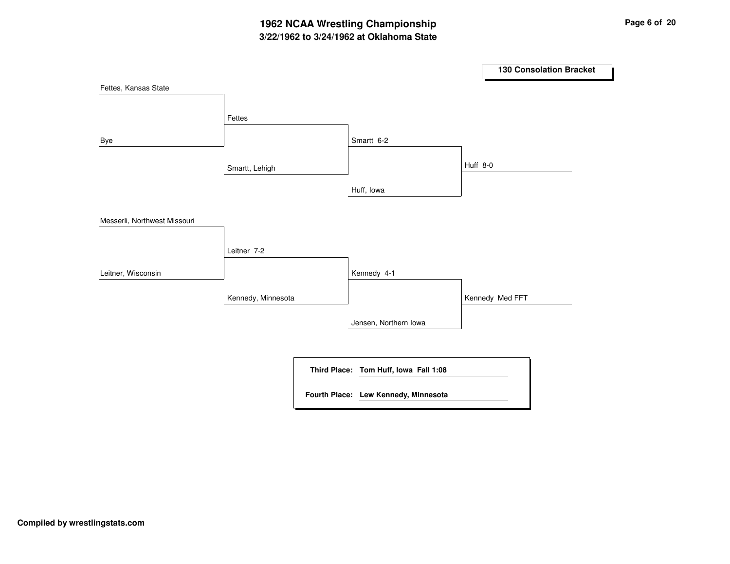# 1962 NCAA Wrestling Championship

## 3/22/1962 to 3/24/1962 at Oklahoma State

### 130 Consolation Bracket

| Round 1 | Round 2 | Round 3 | Round 4 |
|---|---|---|---|
| Fettes, Kansas State | | | |
| Bye | Fettes | | |
| | Smartt, Lehigh | Smartt 6-2 | |
| | | Huff, Iowa | Huff 8-0 |
| Messerli, Northwest Missouri | | | |
| Leitner, Wisconsin | Leitner 7-2 | | |
| | Kennedy, Minnesota | Kennedy 4-1 | |
| | | Jensen, Northern Iowa | Kennedy Med FFT |

**Third Place:** Tom Huff, Iowa Fall 1:08

**Fourth Place:** Lew Kennedy, Minnesota

**Compiled by wrestlingstats.com**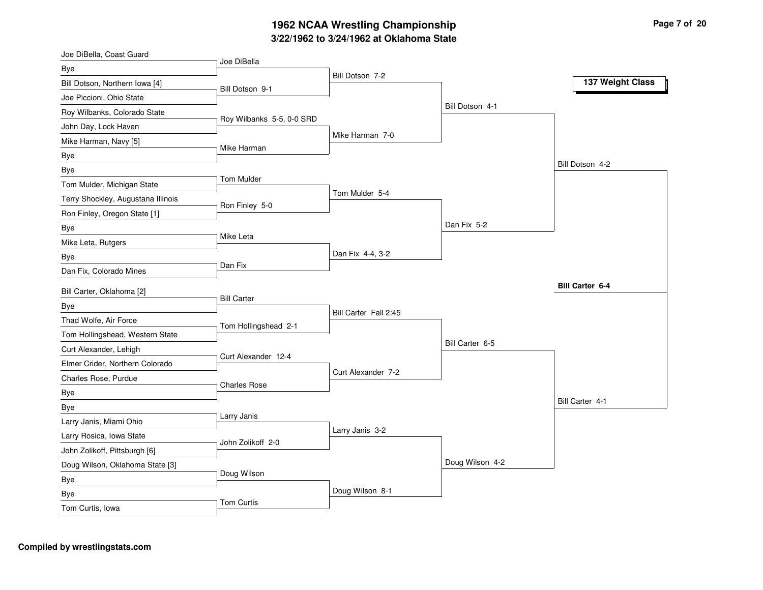# 1962 NCAA Wrestling Championship

## 3/22/1962 to 3/24/1962 at Oklahoma State

### 137 Weight Class

**First Round**

- Joe DiBella, Coast Guard vs Bye — Joe DiBella
- Bill Dotson, Northern Iowa [4] vs Joe Piccioni, Ohio State — Bill Dotson 9-1
- Roy Wilbanks, Colorado State vs John Day, Lock Haven — Roy Wilbanks 5-5, 0-0 SRD
- Mike Harman, Navy [5] vs Bye — Mike Harman
- Bye vs Tom Mulder, Michigan State — Tom Mulder
- Terry Shockley, Augustana Illinois vs Ron Finley, Oregon State [1] — Ron Finley 5-0
- Bye vs Mike Leta, Rutgers — Mike Leta
- Bye vs Dan Fix, Colorado Mines — Dan Fix
- Bill Carter, Oklahoma [2] vs Bye — Bill Carter
- Thad Wolfe, Air Force vs Tom Hollingshead, Western State — Tom Hollingshead 2-1
- Curt Alexander, Lehigh vs Elmer Crider, Northern Colorado — Curt Alexander 12-4
- Charles Rose, Purdue vs Bye — Charles Rose
- Bye vs Larry Janis, Miami Ohio — Larry Janis
- Larry Rosica, Iowa State vs John Zolikoff, Pittsburgh [6] — John Zolikoff 2-0
- Doug Wilson, Oklahoma State [3] vs Bye — Doug Wilson
- Bye vs Tom Curtis, Iowa — Tom Curtis

**Second Round**

- Bill Dotson 7-2
- Mike Harman 7-0
- Tom Mulder 5-4
- Dan Fix 4-4, 3-2
- Bill Carter Fall 2:45
- Curt Alexander 7-2
- Larry Janis 3-2
- Doug Wilson 8-1

**Quarterfinals**

- Bill Dotson 4-1
- Dan Fix 5-2
- Bill Carter 6-5
- Doug Wilson 4-2

**Semifinals**

- Bill Dotson 4-2
- Bill Carter 4-1

**Championship**

- **Bill Carter 6-4**

**Compiled by wrestlingstats.com**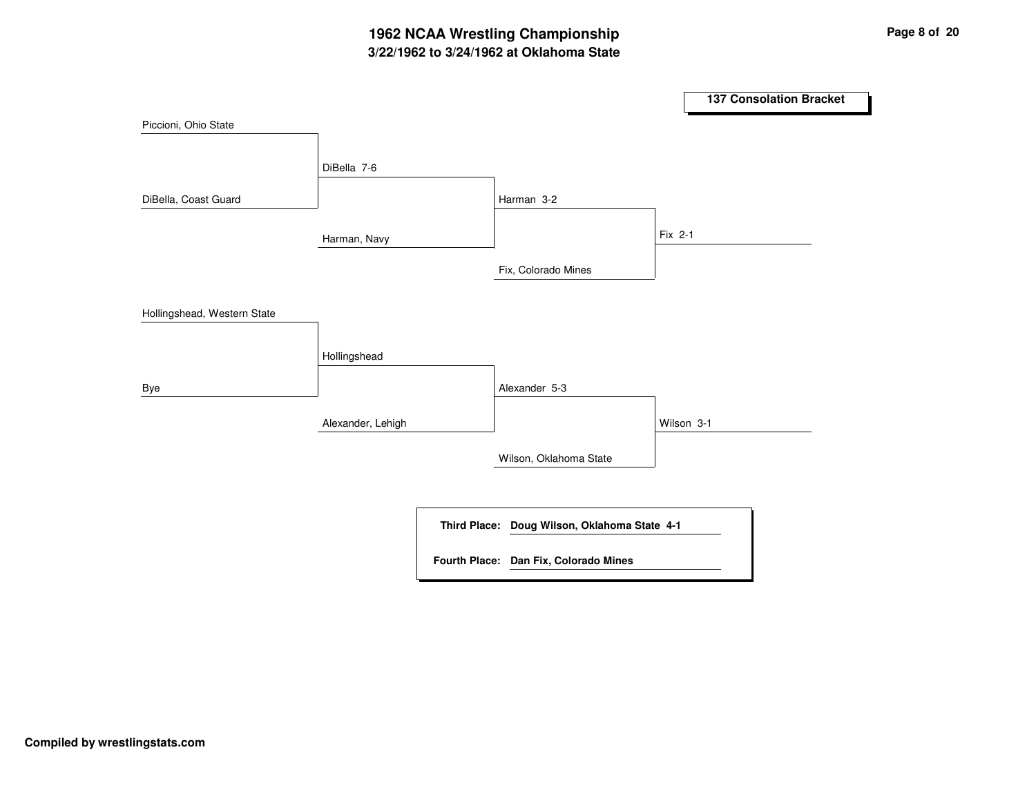# 1962 NCAA Wrestling Championship

### 3/22/1962 to 3/24/1962 at Oklahoma State

## 137 Consolation Bracket

**Bracket A**

- Round 1: Piccioni, Ohio State vs. DiBella, Coast Guard — DiBella 7-6
- Round 2: DiBella vs. Harman, Navy — Harman 3-2
- Round 3: Harman vs. Fix, Colorado Mines — Fix 2-1

**Bracket B**

- Round 1: Hollingshead, Western State vs. Bye — Hollingshead
- Round 2: Hollingshead vs. Alexander, Lehigh — Alexander 5-3
- Round 3: Alexander vs. Wilson, Oklahoma State — Wilson 3-1

**Third Place:** Doug Wilson, Oklahoma State 4-1

**Fourth Place:** Dan Fix, Colorado Mines

**Compiled by wrestlingstats.com**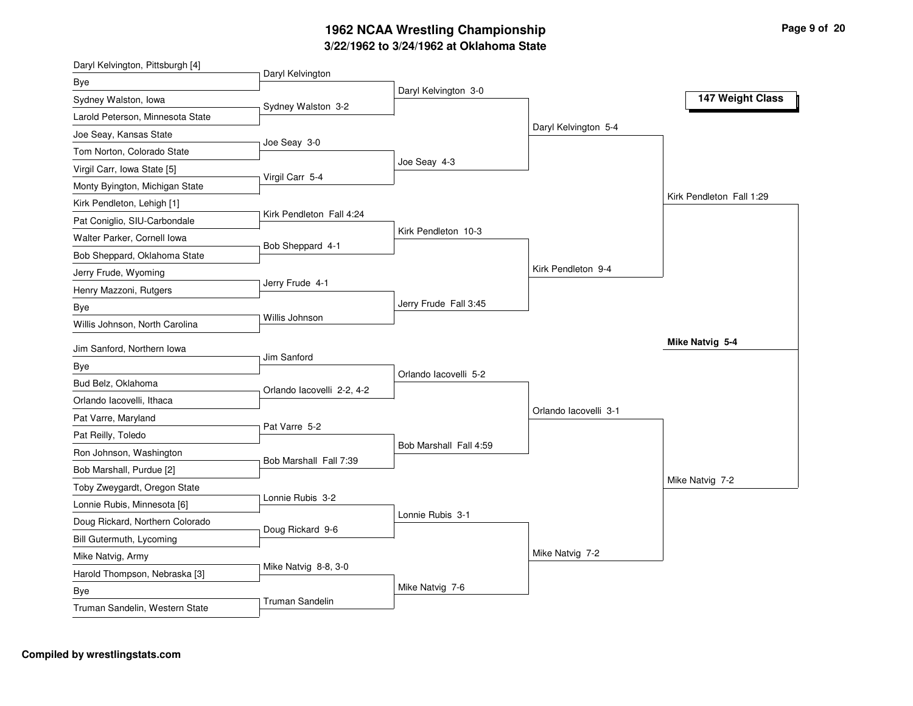# 1962 NCAA Wrestling Championship

## 3/22/1962 to 3/24/1962 at Oklahoma State

### 147 Weight Class

**First Round**

- Daryl Kelvington, Pittsburgh [4] vs. Bye — Daryl Kelvington
- Sydney Walston, Iowa vs. Larold Peterson, Minnesota State — Sydney Walston 3-2
- Joe Seay, Kansas State vs. Tom Norton, Colorado State — Joe Seay 3-0
- Virgil Carr, Iowa State [5] vs. Monty Byington, Michigan State — Virgil Carr 5-4
- Kirk Pendleton, Lehigh [1] vs. Pat Coniglio, SIU-Carbondale — Kirk Pendleton Fall 4:24
- Walter Parker, Cornell Iowa vs. Bob Sheppard, Oklahoma State — Bob Sheppard 4-1
- Jerry Frude, Wyoming vs. Henry Mazzoni, Rutgers — Jerry Frude 4-1
- Bye vs. Willis Johnson, North Carolina — Willis Johnson
- Jim Sanford, Northern Iowa vs. Bye — Jim Sanford
- Bud Belz, Oklahoma vs. Orlando Iacovelli, Ithaca — Orlando Iacovelli 2-2, 4-2
- Pat Varre, Maryland vs. Pat Reilly, Toledo — Pat Varre 5-2
- Ron Johnson, Washington vs. Bob Marshall, Purdue [2] — Bob Marshall Fall 7:39
- Toby Zweygardt, Oregon State vs. Lonnie Rubis, Minnesota [6] — Lonnie Rubis 3-2
- Doug Rickard, Northern Colorado vs. Bill Gutermuth, Lycoming — Doug Rickard 9-6
- Mike Natvig, Army vs. Harold Thompson, Nebraska [3] — Mike Natvig 8-8, 3-0
- Bye vs. Truman Sandelin, Western State — Truman Sandelin

**Second Round**

- Daryl Kelvington 3-0
- Joe Seay 4-3
- Kirk Pendleton 10-3
- Jerry Frude Fall 3:45
- Orlando Iacovelli 5-2
- Bob Marshall Fall 4:59
- Lonnie Rubis 3-1
- Mike Natvig 7-6

**Quarterfinals**

- Daryl Kelvington 5-4
- Kirk Pendleton 9-4
- Orlando Iacovelli 3-1
- Mike Natvig 7-2

**Semifinals**

- Kirk Pendleton Fall 1:29
- Mike Natvig 7-2

**Final**

- **Mike Natvig 5-4**

**Compiled by wrestlingstats.com**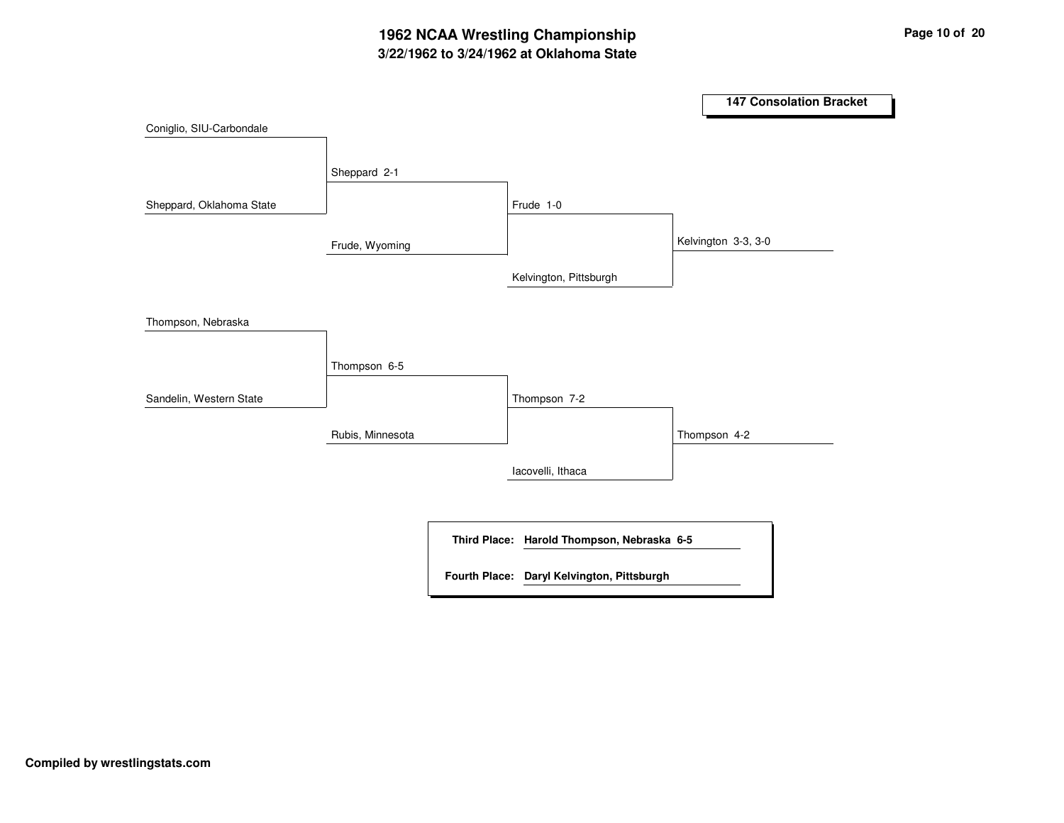# 1962 NCAA Wrestling Championship

## 3/22/1962 to 3/24/1962 at Oklahoma State

### 147 Consolation Bracket

**First Round**

- Coniglio, SIU-Carbondale vs. Sheppard, Oklahoma State — Sheppard 2-1
- Thompson, Nebraska vs. Sandelin, Western State — Thompson 6-5

**Second Round**

- Sheppard vs. Frude, Wyoming — Frude 1-0
- Thompson vs. Rubis, Minnesota — Thompson 7-2

**Third Round**

- Frude vs. Kelvington, Pittsburgh — Kelvington 3-3, 3-0
- Thompson vs. Iacovelli, Ithaca — Thompson 4-2

**Third Place:** Harold Thompson, Nebraska 6-5

**Fourth Place:** Daryl Kelvington, Pittsburgh

**Compiled by wrestlingstats.com**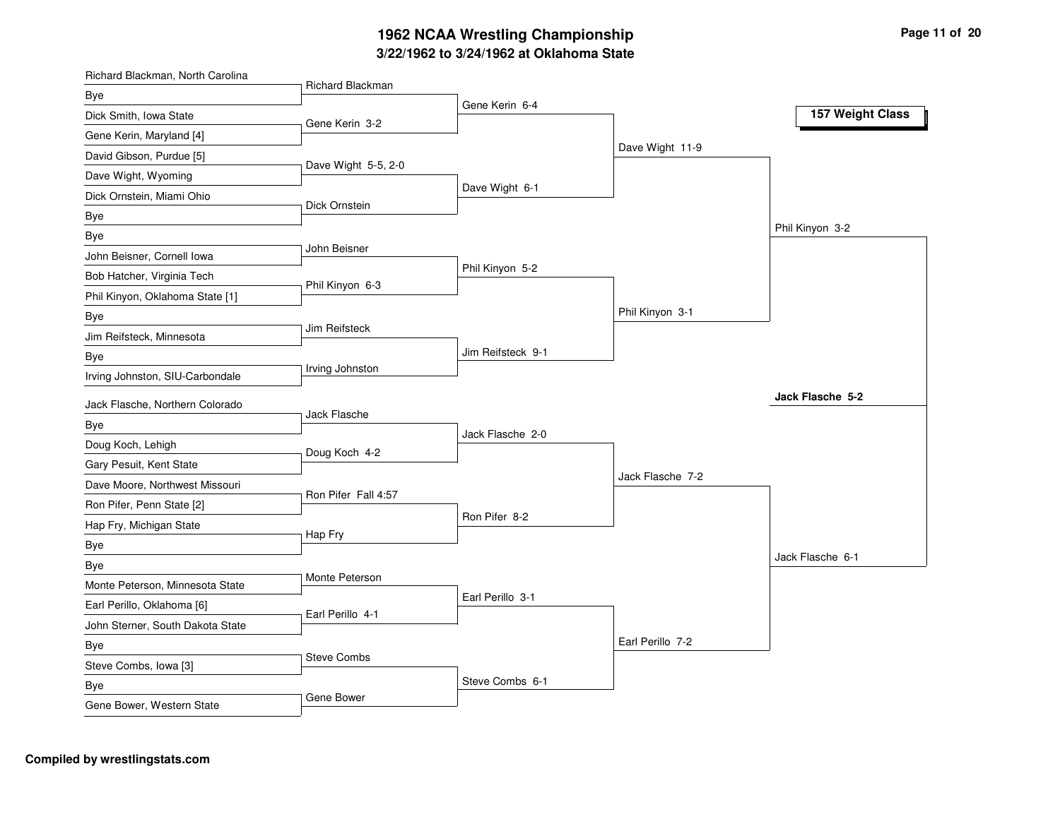# 1962 NCAA Wrestling Championship

## 3/22/1962 to 3/24/1962 at Oklahoma State

### 157 Weight Class

**First Round**

- Richard Blackman, North Carolina vs. Bye — Richard Blackman
- Dick Smith, Iowa State vs. Gene Kerin, Maryland [4] — Gene Kerin 3-2
- David Gibson, Purdue [5] vs. Dave Wight, Wyoming — Dave Wight 5-5, 2-0
- Dick Ornstein, Miami Ohio vs. Bye — Dick Ornstein
- Bye vs. John Beisner, Cornell Iowa — John Beisner
- Bob Hatcher, Virginia Tech vs. Phil Kinyon, Oklahoma State [1] — Phil Kinyon 6-3
- Bye vs. Jim Reifsteck, Minnesota — Jim Reifsteck
- Bye vs. Irving Johnston, SIU-Carbondale — Irving Johnston
- Jack Flasche, Northern Colorado vs. Bye — Jack Flasche
- Doug Koch, Lehigh vs. Gary Pesuit, Kent State — Doug Koch 4-2
- Dave Moore, Northwest Missouri vs. Ron Pifer, Penn State [2] — Ron Pifer Fall 4:57
- Hap Fry, Michigan State vs. Bye — Hap Fry
- Bye vs. Monte Peterson, Minnesota State — Monte Peterson
- Earl Perillo, Oklahoma [6] vs. John Sterner, South Dakota State — Earl Perillo 4-1
- Bye vs. Steve Combs, Iowa [3] — Steve Combs
- Bye vs. Gene Bower, Western State — Gene Bower

**Second Round**

- Gene Kerin 6-4
- Dave Wight 6-1
- Phil Kinyon 5-2
- Jim Reifsteck 9-1
- Jack Flasche 2-0
- Ron Pifer 8-2
- Earl Perillo 3-1
- Steve Combs 6-1

**Quarterfinals**

- Dave Wight 11-9
- Phil Kinyon 3-1
- Jack Flasche 7-2
- Earl Perillo 7-2

**Semifinals**

- Phil Kinyon 3-2
- Jack Flasche 6-1

**Final**

- **Jack Flasche 5-2**

**Compiled by wrestlingstats.com**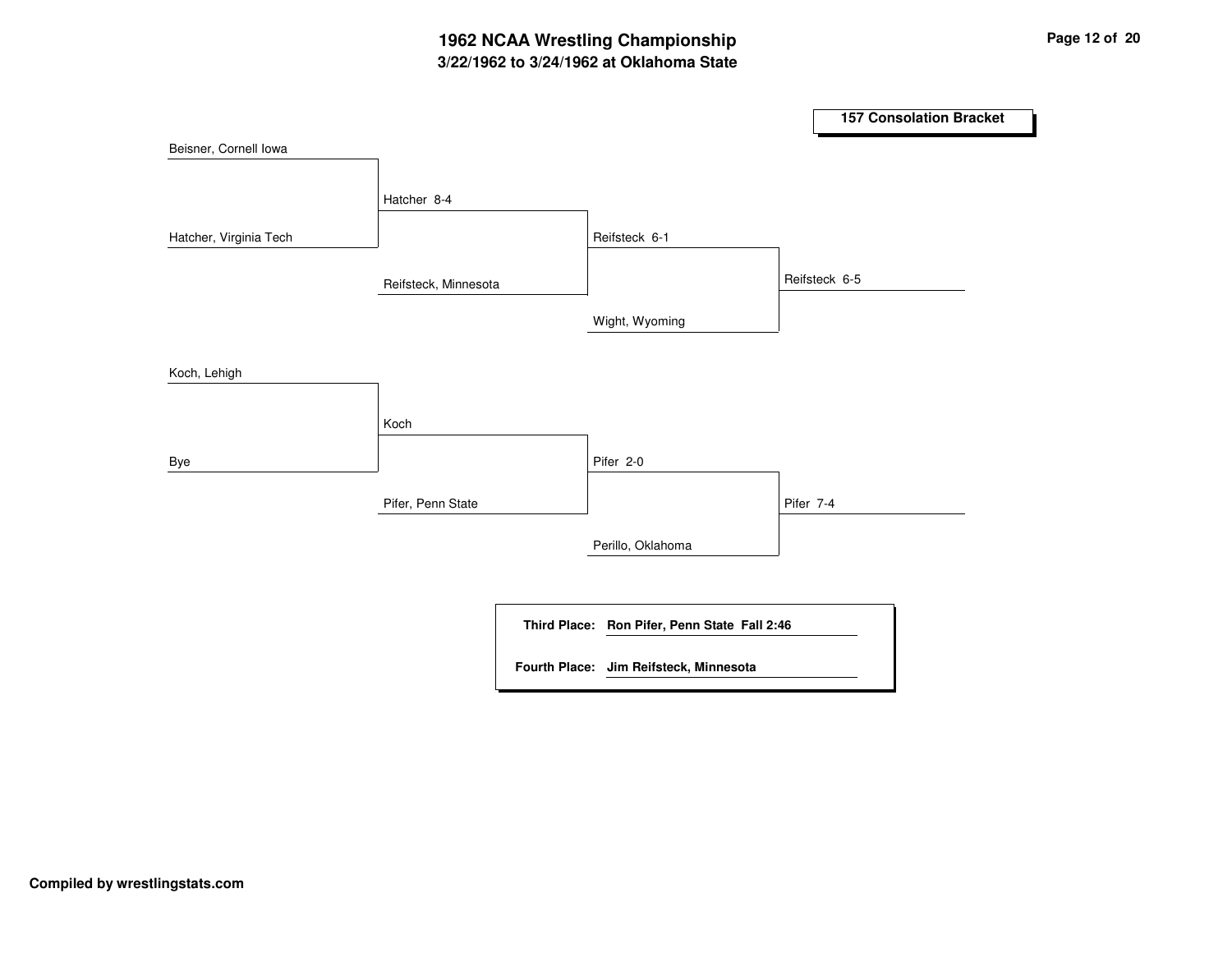# 1962 NCAA Wrestling Championship

## 3/22/1962 to 3/24/1962 at Oklahoma State

### 157 Consolation Bracket

| Round 1 | Round 2 | Round 3 | Result |
|---|---|---|---|
| Beisner, Cornell Iowa | | | |
| Hatcher, Virginia Tech | Hatcher 8-4 | | |
| | Reifsteck, Minnesota | Reifsteck 6-1 | |
| | | Wight, Wyoming | Reifsteck 6-5 |
| Koch, Lehigh | | | |
| Bye | Koch | | |
| | Pifer, Penn State | Pifer 2-0 | |
| | | Perillo, Oklahoma | Pifer 7-4 |

**Third Place:** **Ron Pifer, Penn State Fall 2:46**

**Fourth Place:** **Jim Reifsteck, Minnesota**

**Compiled by wrestlingstats.com**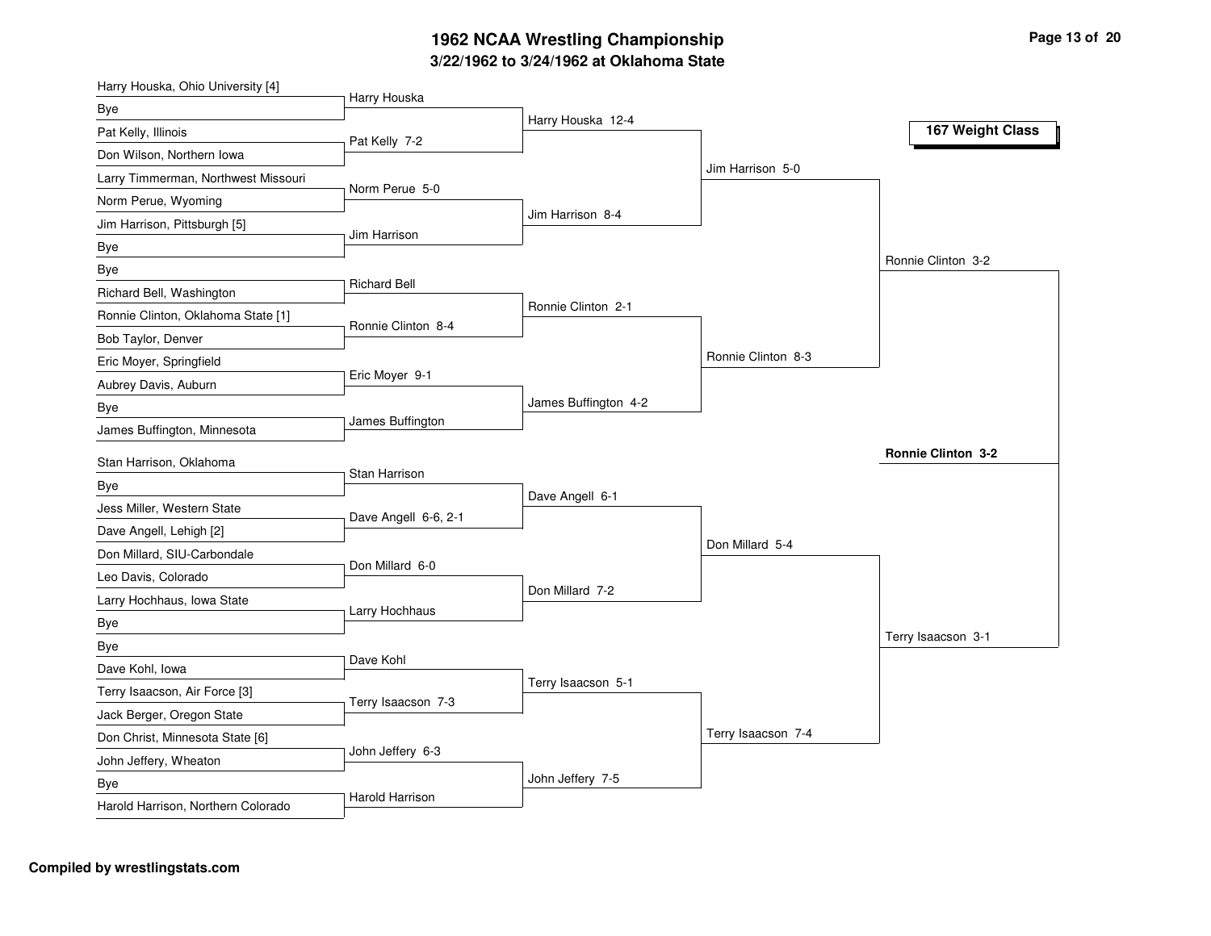# 1962 NCAA Wrestling Championship

## 3/22/1962 to 3/24/1962 at Oklahoma State

### 167 Weight Class

**First Round**

- Harry Houska, Ohio University [4] vs Bye — Harry Houska
- Pat Kelly, Illinois vs Don Wilson, Northern Iowa — Pat Kelly 7-2
- Larry Timmerman, Northwest Missouri vs Norm Perue, Wyoming — Norm Perue 5-0
- Jim Harrison, Pittsburgh [5] vs Bye — Jim Harrison
- Bye vs Richard Bell, Washington — Richard Bell
- Ronnie Clinton, Oklahoma State [1] vs Bob Taylor, Denver — Ronnie Clinton 8-4
- Eric Moyer, Springfield vs Aubrey Davis, Auburn — Eric Moyer 9-1
- Bye vs James Buffington, Minnesota — James Buffington
- Stan Harrison, Oklahoma vs Bye — Stan Harrison
- Jess Miller, Western State vs Dave Angell, Lehigh [2] — Dave Angell 6-6, 2-1
- Don Millard, SIU-Carbondale vs Leo Davis, Colorado — Don Millard 6-0
- Larry Hochhaus, Iowa State vs Bye — Larry Hochhaus
- Bye vs Dave Kohl, Iowa — Dave Kohl
- Terry Isaacson, Air Force [3] vs Jack Berger, Oregon State — Terry Isaacson 7-3
- Don Christ, Minnesota State [6] vs John Jeffery, Wheaton — John Jeffery 6-3
- Bye vs Harold Harrison, Northern Colorado — Harold Harrison

**Second Round**

- Harry Houska 12-4
- Jim Harrison 8-4
- Ronnie Clinton 2-1
- James Buffington 4-2
- Dave Angell 6-1
- Don Millard 7-2
- Terry Isaacson 5-1
- John Jeffery 7-5

**Quarterfinals**

- Jim Harrison 5-0
- Ronnie Clinton 8-3
- Don Millard 5-4
- Terry Isaacson 7-4

**Semifinals**

- Ronnie Clinton 3-2
- Terry Isaacson 3-1

**Champion**

**Ronnie Clinton 3-2**

**Compiled by wrestlingstats.com**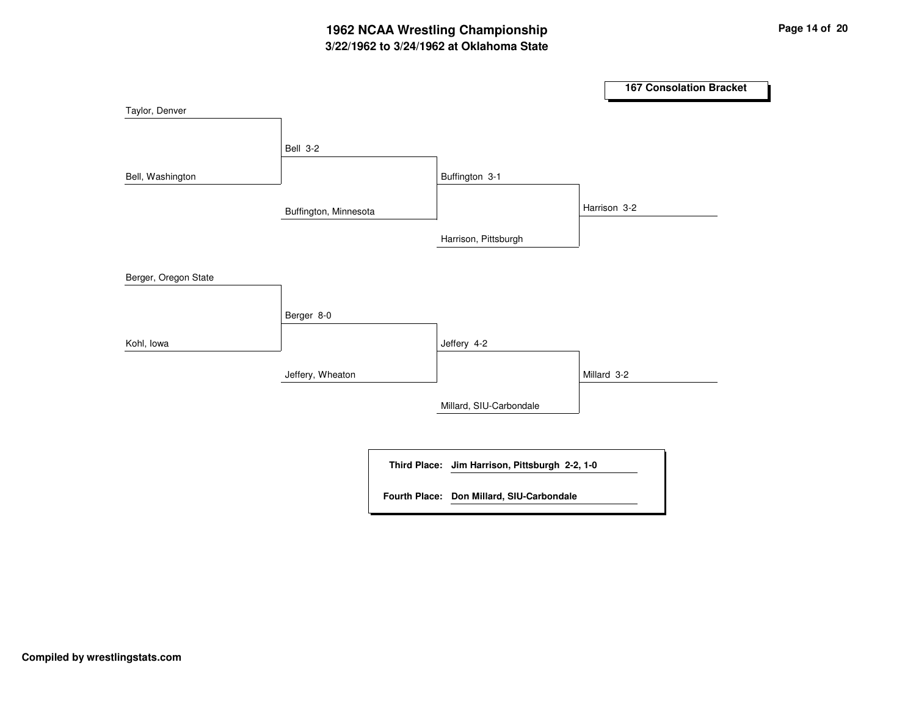# 1962 NCAA Wrestling Championship

## 3/22/1962 to 3/24/1962 at Oklahoma State

### 167 Consolation Bracket

**Round 1**

- Taylor, Denver vs. Bell, Washington — Bell 3-2
- Berger, Oregon State vs. Kohl, Iowa — Berger 8-0

**Round 2**

- Bell vs. Buffington, Minnesota — Buffington 3-1
- Berger vs. Jeffery, Wheaton — Jeffery 4-2

**Round 3**

- Buffington vs. Harrison, Pittsburgh — Harrison 3-2
- Jeffery vs. Millard, SIU-Carbondale — Millard 3-2

| | |
|---|---|
| **Third Place:** | **Jim Harrison, Pittsburgh 2-2, 1-0** |
| **Fourth Place:** | **Don Millard, SIU-Carbondale** |

**Compiled by wrestlingstats.com**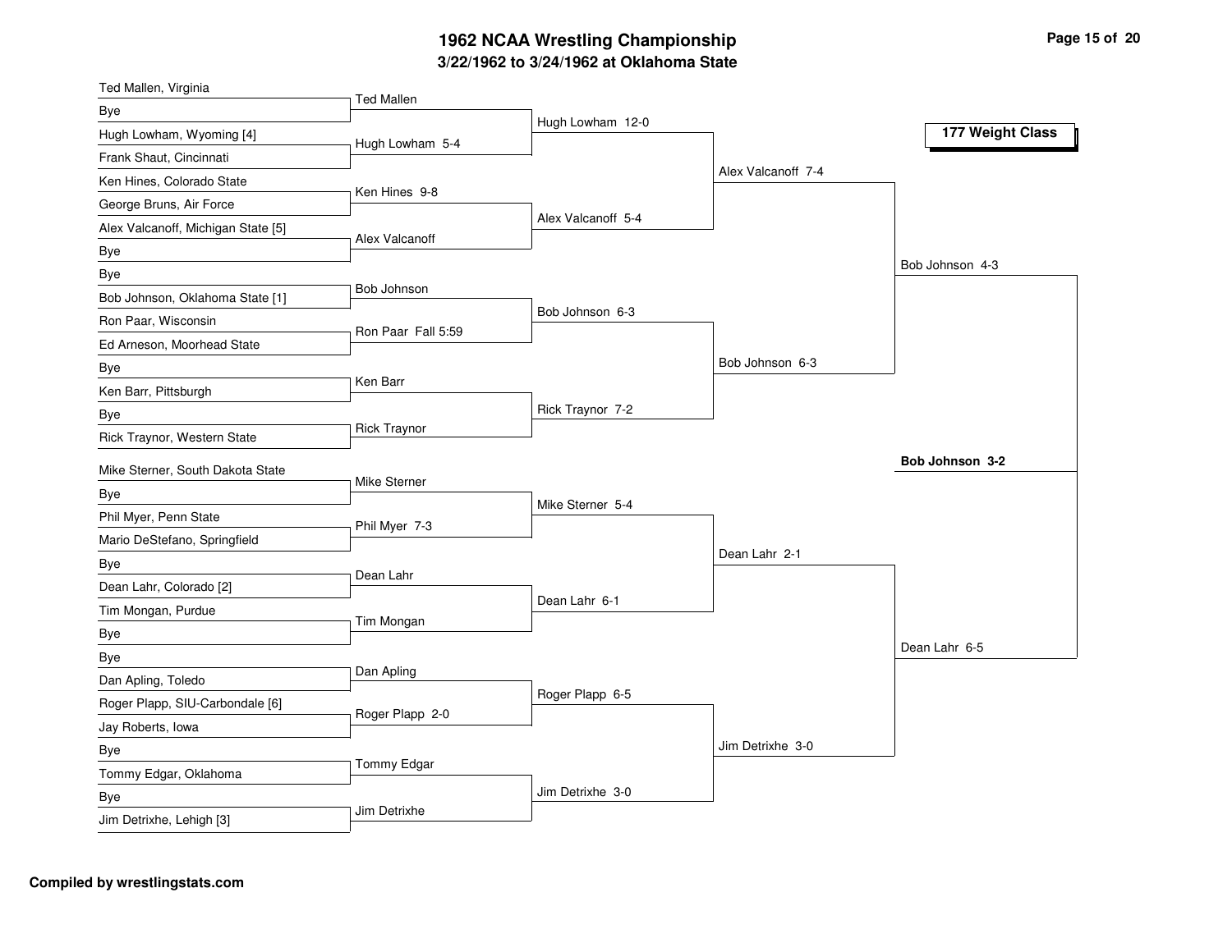# 1962 NCAA Wrestling Championship

**3/22/1962 to 3/24/1962 at Oklahoma State**

**177 Weight Class**

## First Round

- Ted Mallen, Virginia vs Bye — Ted Mallen
- Hugh Lowham, Wyoming [4] vs Frank Shaut, Cincinnati — Hugh Lowham 5-4
- Ken Hines, Colorado State vs George Bruns, Air Force — Ken Hines 9-8
- Alex Valcanoff, Michigan State [5] vs Bye — Alex Valcanoff
- Bye vs Bob Johnson, Oklahoma State [1] — Bob Johnson
- Ron Paar, Wisconsin vs Ed Arneson, Moorhead State — Ron Paar Fall 5:59
- Bye vs Ken Barr, Pittsburgh — Ken Barr
- Bye vs Rick Traynor, Western State — Rick Traynor
- Mike Sterner, South Dakota State vs Bye — Mike Sterner
- Phil Myer, Penn State vs Mario DeStefano, Springfield — Phil Myer 7-3
- Bye vs Dean Lahr, Colorado [2] — Dean Lahr
- Tim Mongan, Purdue vs Bye — Tim Mongan
- Bye vs Dan Apling, Toledo — Dan Apling
- Roger Plapp, SIU-Carbondale [6] vs Jay Roberts, Iowa — Roger Plapp 2-0
- Bye vs Tommy Edgar, Oklahoma — Tommy Edgar
- Bye vs Jim Detrixhe, Lehigh [3] — Jim Detrixhe

## Second Round

- Hugh Lowham 12-0
- Alex Valcanoff 5-4
- Bob Johnson 6-3
- Rick Traynor 7-2
- Mike Sterner 5-4
- Dean Lahr 6-1
- Roger Plapp 6-5
- Jim Detrixhe 3-0

## Quarterfinals

- Alex Valcanoff 7-4
- Bob Johnson 6-3
- Dean Lahr 2-1
- Jim Detrixhe 3-0

## Semifinals

- Bob Johnson 4-3
- Dean Lahr 6-5

## Final

**Bob Johnson 3-2**

**Compiled by wrestlingstats.com**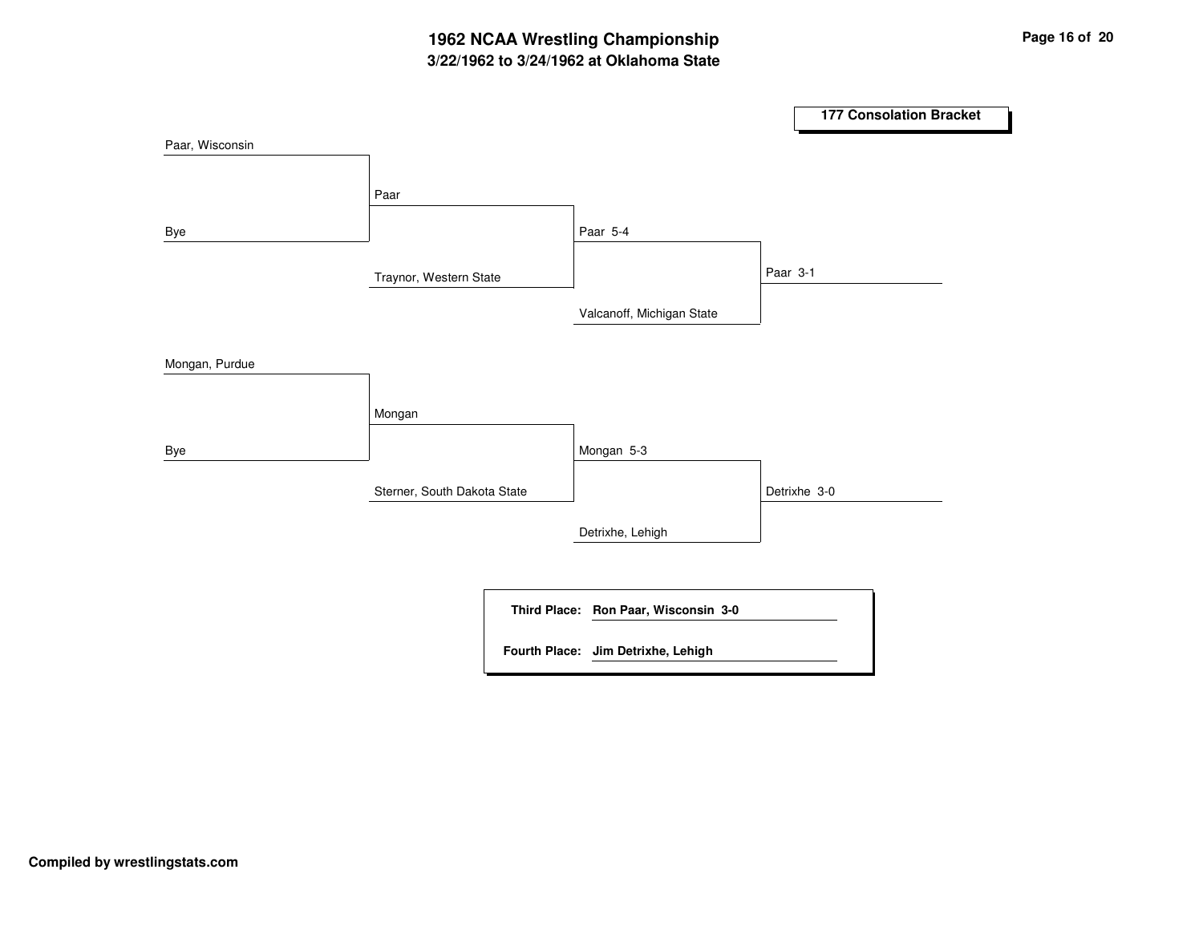# 1962 NCAA Wrestling Championship
## 3/22/1962 to 3/24/1962 at Oklahoma State

**177 Consolation Bracket**

| Round 1 | Round 2 | Round 3 | Final |
| --- | --- | --- | --- |
| Paar, Wisconsin | Paar | Paar 5-4 | Paar 3-1 |
| Bye | Traynor, Western State | Valcanoff, Michigan State | |
| Mongan, Purdue | Mongan | Mongan 5-3 | Detrixhe 3-0 |
| Bye | Sterner, South Dakota State | Detrixhe, Lehigh | |

**Third Place:** **Ron Paar, Wisconsin 3-0**

**Fourth Place:** **Jim Detrixhe, Lehigh**

**Compiled by wrestlingstats.com**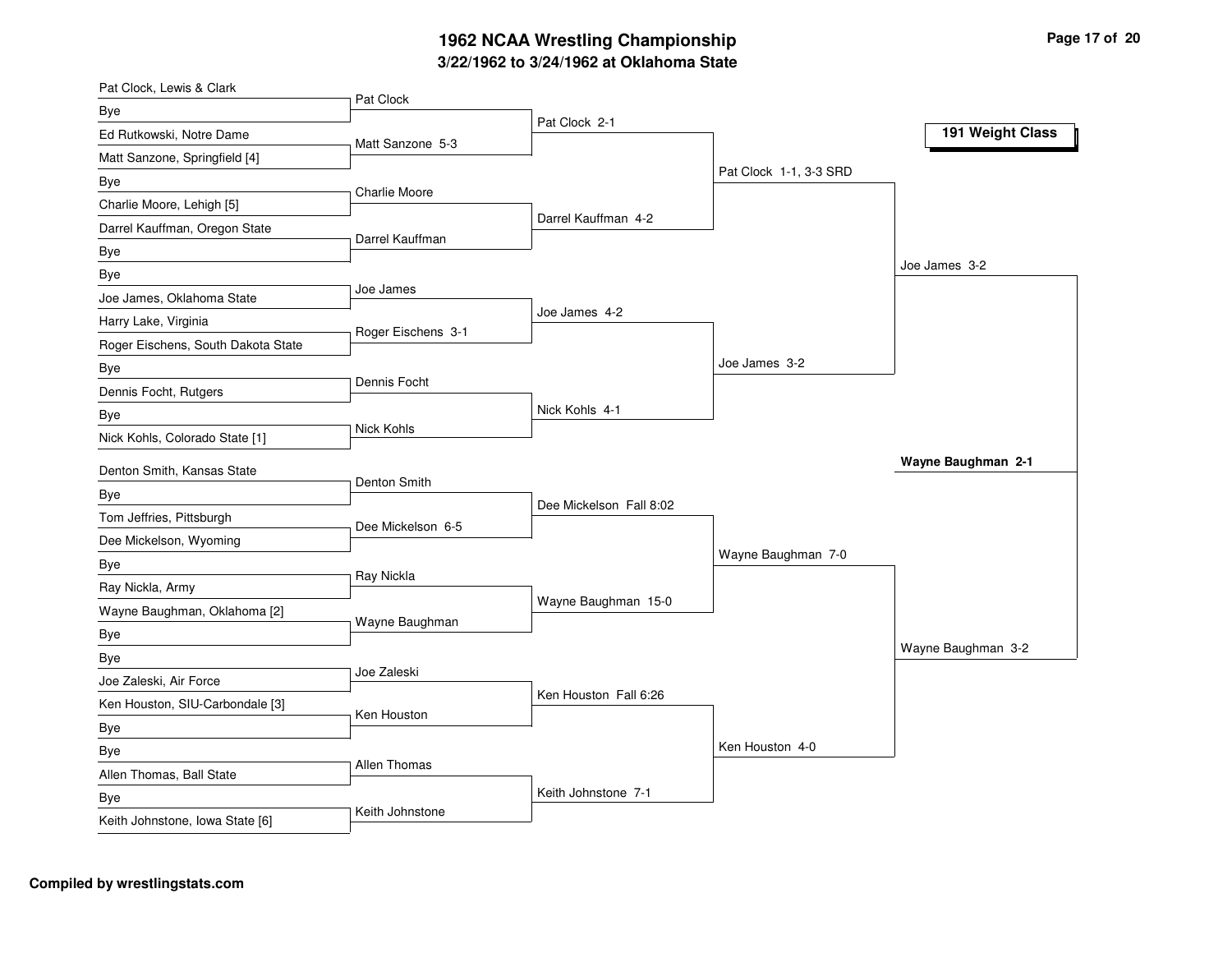# 1962 NCAA Wrestling Championship

## 3/22/1962 to 3/24/1962 at Oklahoma State

### 191 Weight Class

| First Round | Second Round | Quarterfinals | Semifinals | Finals |
|---|---|---|---|---|
| Pat Clock, Lewis & Clark | Pat Clock | Pat Clock 2-1 | Pat Clock 1-1, 3-3 SRD | Joe James 3-2 |
| Bye | | | | |
| Ed Rutkowski, Notre Dame | Matt Sanzone 5-3 | | | |
| Matt Sanzone, Springfield [4] | | | | |
| Bye | Charlie Moore | Darrel Kauffman 4-2 | | |
| Charlie Moore, Lehigh [5] | | | | |
| Darrel Kauffman, Oregon State | Darrel Kauffman | | | |
| Bye | | | | |
| Bye | Joe James | Joe James 4-2 | Joe James 3-2 | |
| Joe James, Oklahoma State | | | | |
| Harry Lake, Virginia | Roger Eischens 3-1 | | | |
| Roger Eischens, South Dakota State | | | | |
| Bye | Dennis Focht | Nick Kohls 4-1 | | |
| Dennis Focht, Rutgers | | | | |
| Bye | Nick Kohls | | | |
| Nick Kohls, Colorado State [1] | | | | |
| Denton Smith, Kansas State | Denton Smith | Dee Mickelson Fall 8:02 | Wayne Baughman 7-0 | Wayne Baughman 3-2 |
| Bye | | | | |
| Tom Jeffries, Pittsburgh | Dee Mickelson 6-5 | | | |
| Dee Mickelson, Wyoming | | | | |
| Bye | Ray Nickla | Wayne Baughman 15-0 | | |
| Ray Nickla, Army | | | | |
| Wayne Baughman, Oklahoma [2] | Wayne Baughman | | | |
| Bye | | | | |
| Bye | Joe Zaleski | Ken Houston Fall 6:26 | Ken Houston 4-0 | |
| Joe Zaleski, Air Force | | | | |
| Ken Houston, SIU-Carbondale [3] | Ken Houston | | | |
| Bye | | | | |
| Bye | Allen Thomas | Keith Johnstone 7-1 | | |
| Allen Thomas, Ball State | | | | |
| Bye | Keith Johnstone | | | |
| Keith Johnstone, Iowa State [6] | | | | |

**Champion: Wayne Baughman 2-1**

**Compiled by wrestlingstats.com**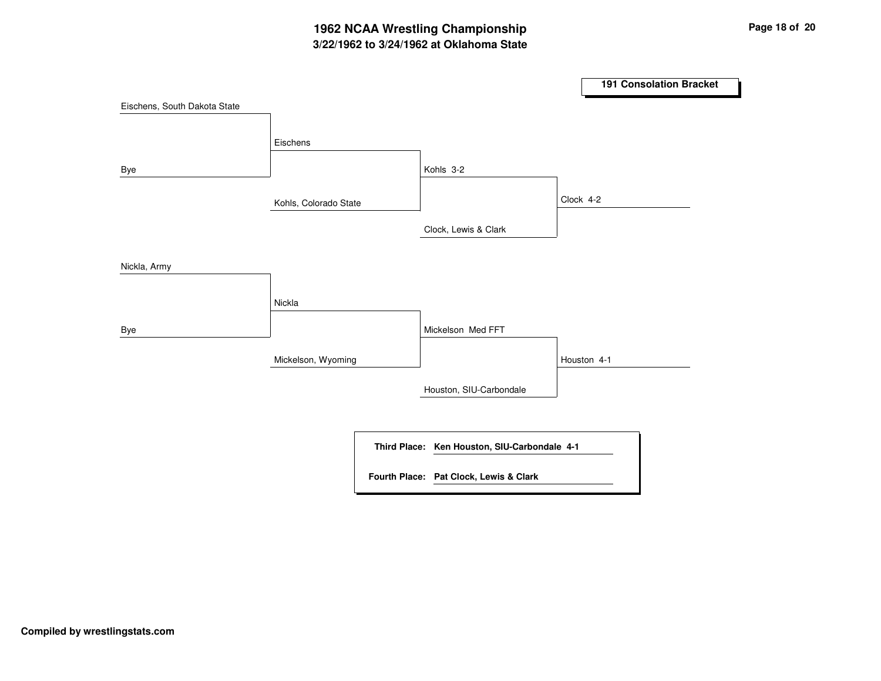# 1962 NCAA Wrestling Championship

## 3/22/1962 to 3/24/1962 at Oklahoma State

### 191 Consolation Bracket

| Round 1 | Round 2 | Round 3 | Round 4 |
|---|---|---|---|
| Eischens, South Dakota State | Eischens | Kohls 3-2 | Clock 4-2 |
| Bye | Kohls, Colorado State | Clock, Lewis & Clark | |
| Nickla, Army | Nickla | Mickelson Med FFT | Houston 4-1 |
| Bye | Mickelson, Wyoming | Houston, SIU-Carbondale | |

**Third Place:** **Ken Houston, SIU-Carbondale 4-1**

**Fourth Place:** **Pat Clock, Lewis & Clark**

**Compiled by wrestlingstats.com**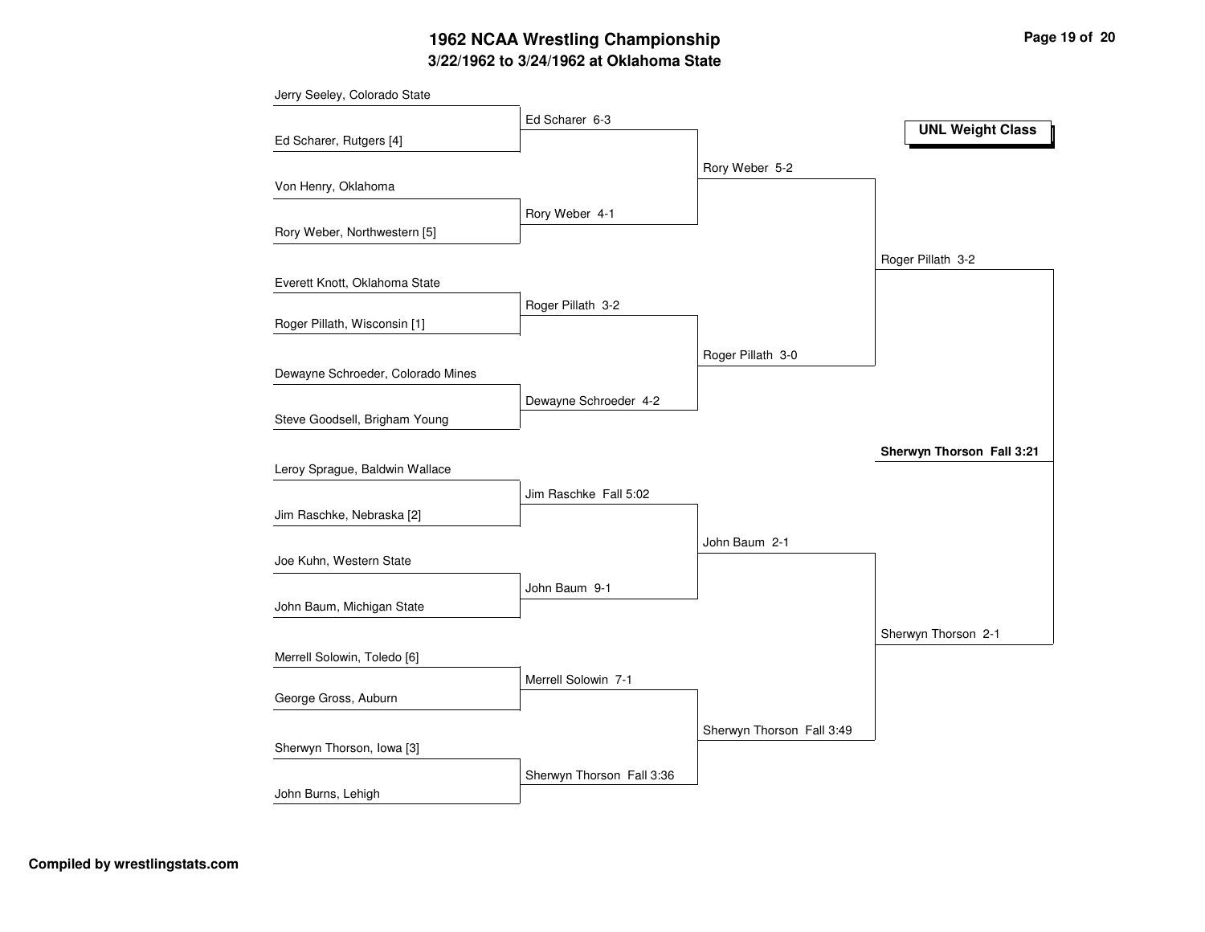# 1962 NCAA Wrestling Championship

## 3/22/1962 to 3/24/1962 at Oklahoma State

**UNL Weight Class**

| First Round | Quarterfinals | Semifinals | Finals |
|---|---|---|---|
| Jerry Seeley, Colorado State | | | |
| Ed Scharer, Rutgers [4] | Ed Scharer 6-3 | | |
| Von Henry, Oklahoma | | | |
| Rory Weber, Northwestern [5] | Rory Weber 4-1 | Rory Weber 5-2 | |
| Everett Knott, Oklahoma State | | | |
| Roger Pillath, Wisconsin [1] | Roger Pillath 3-2 | | |
| Dewayne Schroeder, Colorado Mines | | | |
| Steve Goodsell, Brigham Young | Dewayne Schroeder 4-2 | Roger Pillath 3-0 | Roger Pillath 3-2 |
| Leroy Sprague, Baldwin Wallace | | | |
| Jim Raschke, Nebraska [2] | Jim Raschke Fall 5:02 | | |
| Joe Kuhn, Western State | | | |
| John Baum, Michigan State | John Baum 9-1 | John Baum 2-1 | |
| Merrell Solowin, Toledo [6] | | | |
| George Gross, Auburn | Merrell Solowin 7-1 | | |
| Sherwyn Thorson, Iowa [3] | | | |
| John Burns, Lehigh | Sherwyn Thorson Fall 3:36 | Sherwyn Thorson Fall 3:49 | Sherwyn Thorson 2-1 |

**Champion: Sherwyn Thorson Fall 3:21**

**Compiled by wrestlingstats.com**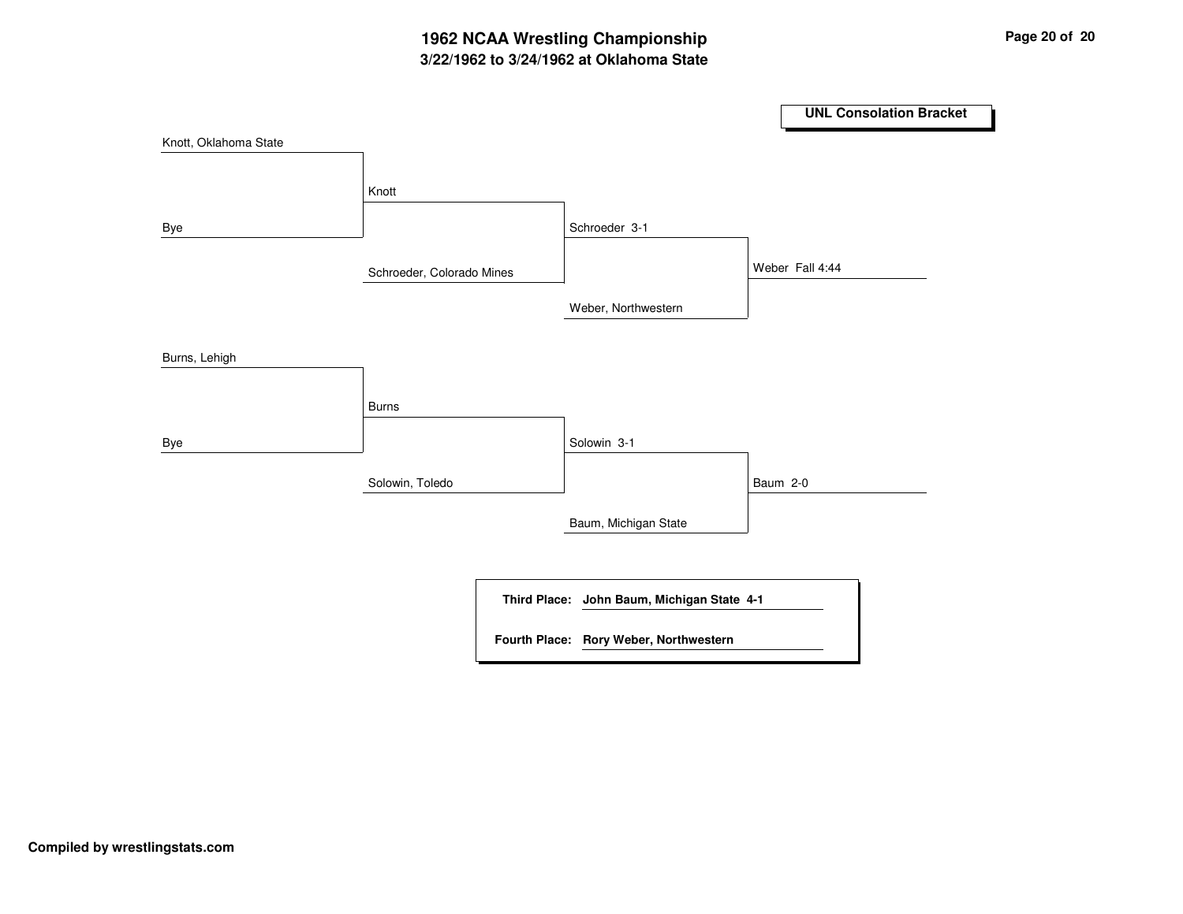# 1962 NCAA Wrestling Championship

## 3/22/1962 to 3/24/1962 at Oklahoma State

**UNL Consolation Bracket**

Knott, Oklahoma State

Bye

Knott

Schroeder, Colorado Mines

Schroeder 3-1

Weber, Northwestern

Weber Fall 4:44

Burns, Lehigh

Bye

Burns

Solowin, Toledo

Solowin 3-1

Baum, Michigan State

Baum 2-0

**Third Place:** **John Baum, Michigan State 4-1**

**Fourth Place:** **Rory Weber, Northwestern**

**Compiled by wrestlingstats.com**